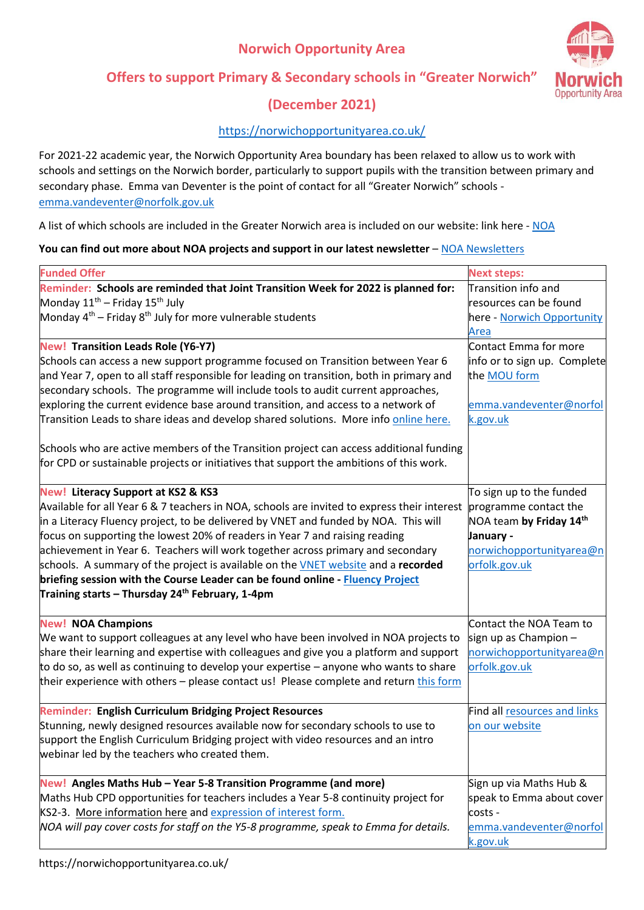# Norwich Opportunity Area

## Offers to support Primary & Secondary schools in "Greater Norwich"

## (December 2021)

https://norwichopportunityarea.co.uk/

For 2021-22 academic year, the Norwich Opportunity Area boundary has been relaxed to allow us to work with schools and settings on the Norwich border, particularly to support pupils with the transition between primary and secondary phase. Emma van Deventer is the point of contact for all "Greater Norwich" schools - emma.vandeventer@norfolk.gov.uk

A list of which schools are included in the Greater Norwich area is included on our website: link here - NOA

**You can find out more about NOA projects and support in our latest newsletter** – NOA Newsletters

| Funded Offer | Next steps: |
|---|---|
| Reminder: **Schools are reminded that Joint Transition Week for 2022 is planned for:** Monday 11th – Friday 15th July Monday 4th – Friday 8th July for more vulnerable students | Transition info and resources can be found here - Norwich Opportunity Area |
| New! **Transition Leads Role (Y6-Y7)** Schools can access a new support programme focused on Transition between Year 6 and Year 7, open to all staff responsible for leading on transition, both in primary and secondary schools. The programme will include tools to audit current approaches, exploring the current evidence base around transition, and access to a network of Transition Leads to share ideas and develop shared solutions. More info online here. Schools who are active members of the Transition project can access additional funding for CPD or sustainable projects or initiatives that support the ambitions of this work. | Contact Emma for more info or to sign up. Complete the MOU form emma.vandeventer@norfolk.gov.uk |
| New! **Literacy Support at KS2 & KS3** Available for all Year 6 & 7 teachers in NOA, schools are invited to express their interest in a Literacy Fluency project, to be delivered by VNET and funded by NOA. This will focus on supporting the lowest 20% of readers in Year 7 and raising reading achievement in Year 6. Teachers will work together across primary and secondary schools. A summary of the project is available on the VNET website and a **recorded briefing session with the Course Leader can be found online - Fluency Project** **Training starts – Thursday 24th February, 1-4pm** | To sign up to the funded programme contact the NOA team **by Friday 14th January -** norwichopportunityarea@norfolk.gov.uk |
| New! **NOA Champions** We want to support colleagues at any level who have been involved in NOA projects to share their learning and expertise with colleagues and give you a platform and support to do so, as well as continuing to develop your expertise – anyone who wants to share their experience with others – please contact us! Please complete and return this form | Contact the NOA Team to sign up as Champion – norwichopportunityarea@norfolk.gov.uk |
| Reminder: **English Curriculum Bridging Project Resources** Stunning, newly designed resources available now for secondary schools to use to support the English Curriculum Bridging project with video resources and an intro webinar led by the teachers who created them. | Find all resources and links on our website |
| New! **Angles Maths Hub – Year 5-8 Transition Programme (and more)** Maths Hub CPD opportunities for teachers includes a Year 5-8 continuity project for KS2-3. More information here and expression of interest form. *NOA will pay cover costs for staff on the Y5-8 programme, speak to Emma for details.* | Sign up via Maths Hub & speak to Emma about cover costs - emma.vandeventer@norfolk.gov.uk |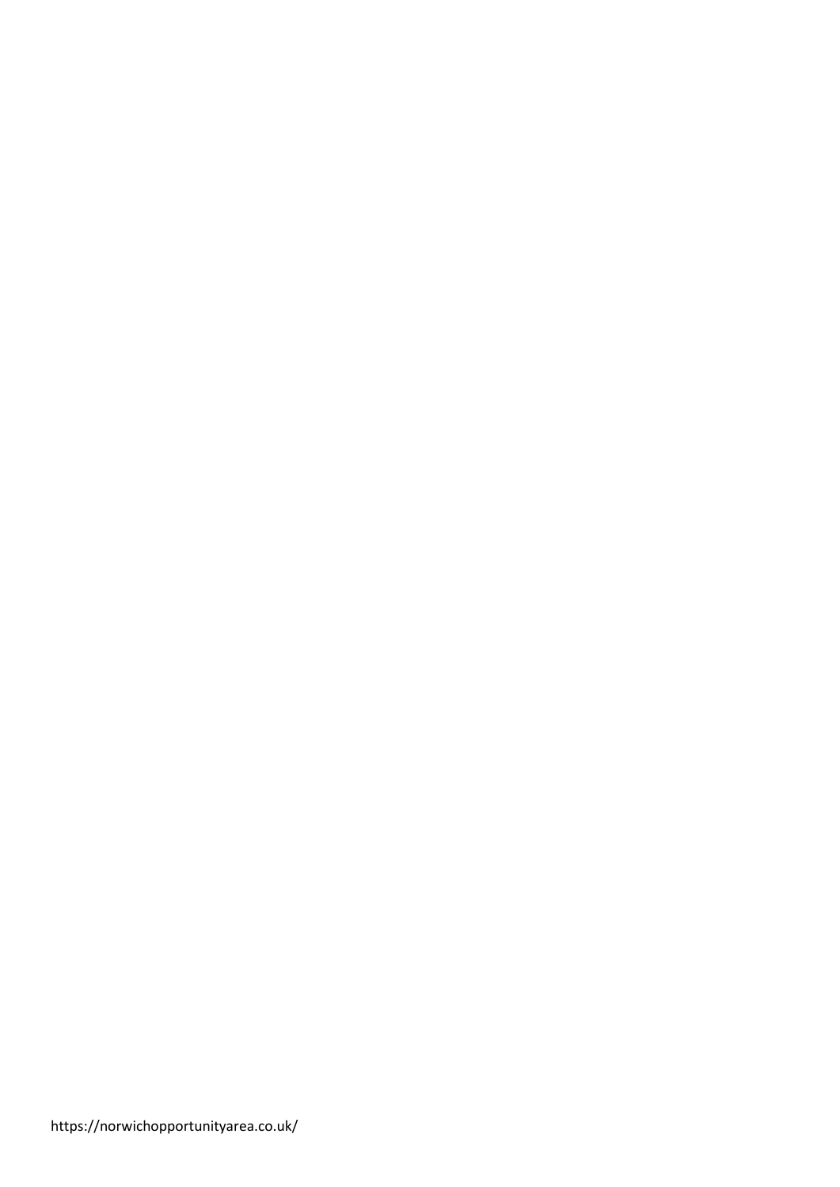https://norwichopportunityarea.co.uk/